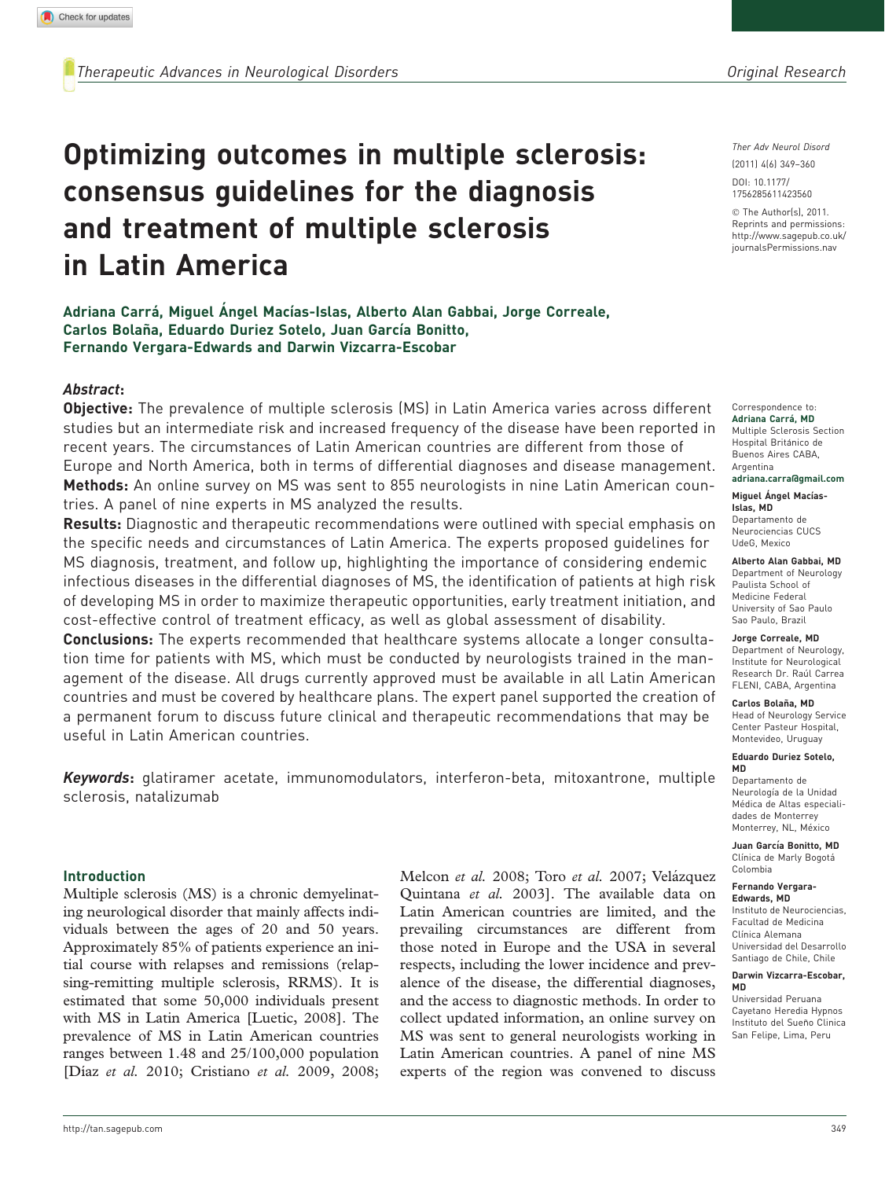# Optimizing outcomes in multiple sclerosis: consensus guidelines for the diagnosis and treatment of multiple sclerosis in Latin America

**Adriana Carrá, Miguel Ángel Macías-Islas, Alberto Alan Gabbai, Jorge Correale, Carlos Bolaña, Eduardo Duriez Sotelo, Juan García Bonitto, Fernando Vergara-Edwards and Darwin Vizcarra-Escobar**

***Abstract*:**

**Objective:** The prevalence of multiple sclerosis (MS) in Latin America varies across different studies but an intermediate risk and increased frequency of the disease have been reported in recent years. The circumstances of Latin American countries are different from those of Europe and North America, both in terms of differential diagnoses and disease management.

**Methods:** An online survey on MS was sent to 855 neurologists in nine Latin American countries. A panel of nine experts in MS analyzed the results.

**Results:** Diagnostic and therapeutic recommendations were outlined with special emphasis on the specific needs and circumstances of Latin America. The experts proposed guidelines for MS diagnosis, treatment, and follow up, highlighting the importance of considering endemic infectious diseases in the differential diagnoses of MS, the identification of patients at high risk of developing MS in order to maximize therapeutic opportunities, early treatment initiation, and cost-effective control of treatment efficacy, as well as global assessment of disability.

**Conclusions:** The experts recommended that healthcare systems allocate a longer consultation time for patients with MS, which must be conducted by neurologists trained in the management of the disease. All drugs currently approved must be available in all Latin American countries and must be covered by healthcare plans. The expert panel supported the creation of a permanent forum to discuss future clinical and therapeutic recommendations that may be useful in Latin American countries.

***Keywords*:** glatiramer acetate, immunomodulators, interferon-beta, mitoxantrone, multiple sclerosis, natalizumab

*Ther Adv Neurol Disord*

(2011) 4(6) 349–360

DOI: 10.1177/1756285611423560

© The Author(s), 2011. Reprints and permissions: http://www.sagepub.co.uk/journalsPermissions.nav

Correspondence to:
**Adriana Carrá, MD**
Multiple Sclerosis Section Hospital Británico de Buenos Aires CABA, Argentina
**adriana.carra@gmail.com**

**Miguel Ángel Macías-Islas, MD**
Departamento de Neurociencias CUCS UdeG, Mexico

**Alberto Alan Gabbai, MD**
Department of Neurology Paulista School of Medicine Federal University of Sao Paulo Sao Paulo, Brazil

**Jorge Correale, MD**
Department of Neurology, Institute for Neurological Research Dr. Raúl Carrea FLENI, CABA, Argentina

**Carlos Bolaña, MD**
Head of Neurology Service Center Pasteur Hospital, Montevideo, Uruguay

**Eduardo Duriez Sotelo, MD**
Departamento de Neurología de la Unidad Médica de Altas especialidades de Monterrey Monterrey, NL, México

**Juan García Bonitto, MD**
Clínica de Marly Bogotá Colombia

**Fernando Vergara-Edwards, MD**
Instituto de Neurociencias, Facultad de Medicina Clínica Alemana Universidad del Desarrollo Santiago de Chile, Chile

**Darwin Vizcarra-Escobar, MD**
Universidad Peruana Cayetano Heredia Hypnos Instituto del Sueño Clinica San Felipe, Lima, Peru

## Introduction

Multiple sclerosis (MS) is a chronic demyelinating neurological disorder that mainly affects individuals between the ages of 20 and 50 years. Approximately 85% of patients experience an initial course with relapses and remissions (relapsing-remitting multiple sclerosis, RRMS). It is estimated that some 50,000 individuals present with MS in Latin America [Luetic, 2008]. The prevalence of MS in Latin American countries ranges between 1.48 and 25/100,000 population [Díaz *et al.* 2010; Cristiano *et al.* 2009, 2008; Melcon *et al.* 2008; Toro *et al.* 2007; Velázquez Quintana *et al.* 2003]. The available data on Latin American countries are limited, and the prevailing circumstances are different from those noted in Europe and the USA in several respects, including the lower incidence and prevalence of the disease, the differential diagnoses, and the access to diagnostic methods. In order to collect updated information, an online survey on MS was sent to general neurologists working in Latin American countries. A panel of nine MS experts of the region was convened to discuss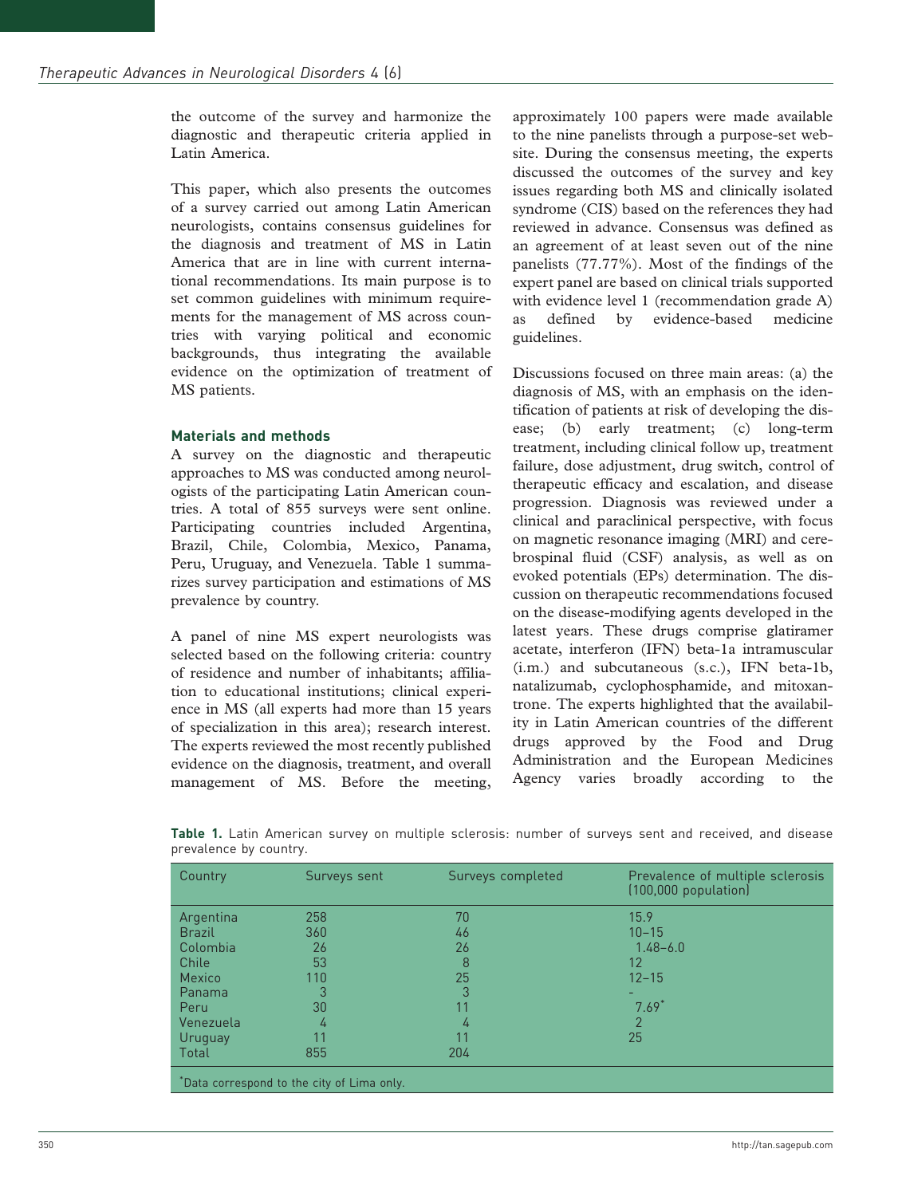the outcome of the survey and harmonize the diagnostic and therapeutic criteria applied in Latin America.

This paper, which also presents the outcomes of a survey carried out among Latin American neurologists, contains consensus guidelines for the diagnosis and treatment of MS in Latin America that are in line with current international recommendations. Its main purpose is to set common guidelines with minimum requirements for the management of MS across countries with varying political and economic backgrounds, thus integrating the available evidence on the optimization of treatment of MS patients.

## Materials and methods

A survey on the diagnostic and therapeutic approaches to MS was conducted among neurologists of the participating Latin American countries. A total of 855 surveys were sent online. Participating countries included Argentina, Brazil, Chile, Colombia, Mexico, Panama, Peru, Uruguay, and Venezuela. Table 1 summarizes survey participation and estimations of MS prevalence by country.

A panel of nine MS expert neurologists was selected based on the following criteria: country of residence and number of inhabitants; affiliation to educational institutions; clinical experience in MS (all experts had more than 15 years of specialization in this area); research interest. The experts reviewed the most recently published evidence on the diagnosis, treatment, and overall management of MS. Before the meeting, approximately 100 papers were made available to the nine panelists through a purpose-set website. During the consensus meeting, the experts discussed the outcomes of the survey and key issues regarding both MS and clinically isolated syndrome (CIS) based on the references they had reviewed in advance. Consensus was defined as an agreement of at least seven out of the nine panelists (77.77%). Most of the findings of the expert panel are based on clinical trials supported with evidence level 1 (recommendation grade A) as defined by evidence-based medicine guidelines.

Discussions focused on three main areas: (a) the diagnosis of MS, with an emphasis on the identification of patients at risk of developing the disease; (b) early treatment; (c) long-term treatment, including clinical follow up, treatment failure, dose adjustment, drug switch, control of therapeutic efficacy and escalation, and disease progression. Diagnosis was reviewed under a clinical and paraclinical perspective, with focus on magnetic resonance imaging (MRI) and cerebrospinal fluid (CSF) analysis, as well as on evoked potentials (EPs) determination. The discussion on therapeutic recommendations focused on the disease-modifying agents developed in the latest years. These drugs comprise glatiramer acetate, interferon (IFN) beta-1a intramuscular (i.m.) and subcutaneous (s.c.), IFN beta-1b, natalizumab, cyclophosphamide, and mitoxantrone. The experts highlighted that the availability in Latin American countries of the different drugs approved by the Food and Drug Administration and the European Medicines Agency varies broadly according to the

**Table 1.** Latin American survey on multiple sclerosis: number of surveys sent and received, and disease prevalence by country.

| Country | Surveys sent | Surveys completed | Prevalence of multiple sclerosis (100,000 population) |
|---|---|---|---|
| Argentina | 258 | 70 | 15.9 |
| Brazil | 360 | 46 | 10–15 |
| Colombia | 26 | 26 | 1.48–6.0 |
| Chile | 53 | 8 | 12 |
| Mexico | 110 | 25 | 12–15 |
| Panama | 3 | 3 | - |
| Peru | 30 | 11 | 7.69* |
| Venezuela | 4 | 4 | 2 |
| Uruguay | 11 | 11 | 25 |
| Total | 855 | 204 | |

*Data correspond to the city of Lima only.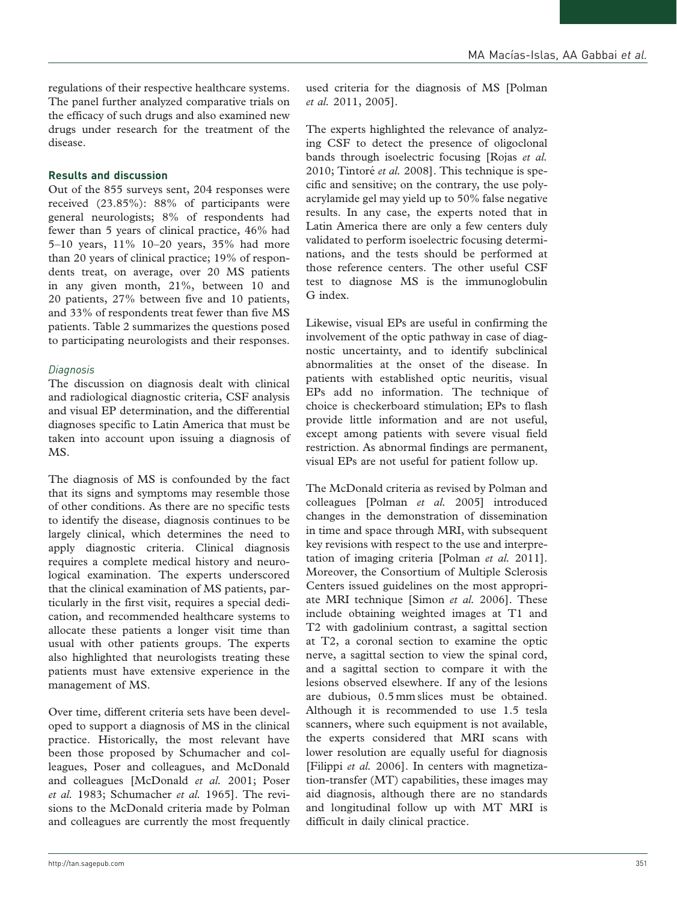regulations of their respective healthcare systems. The panel further analyzed comparative trials on the efficacy of such drugs and also examined new drugs under research for the treatment of the disease.

## Results and discussion

Out of the 855 surveys sent, 204 responses were received (23.85%): 88% of participants were general neurologists; 8% of respondents had fewer than 5 years of clinical practice, 46% had 5–10 years, 11% 10–20 years, 35% had more than 20 years of clinical practice; 19% of respondents treat, on average, over 20 MS patients in any given month, 21%, between 10 and 20 patients, 27% between five and 10 patients, and 33% of respondents treat fewer than five MS patients. Table 2 summarizes the questions posed to participating neurologists and their responses.

### *Diagnosis*

The discussion on diagnosis dealt with clinical and radiological diagnostic criteria, CSF analysis and visual EP determination, and the differential diagnoses specific to Latin America that must be taken into account upon issuing a diagnosis of MS.

The diagnosis of MS is confounded by the fact that its signs and symptoms may resemble those of other conditions. As there are no specific tests to identify the disease, diagnosis continues to be largely clinical, which determines the need to apply diagnostic criteria. Clinical diagnosis requires a complete medical history and neurological examination. The experts underscored that the clinical examination of MS patients, particularly in the first visit, requires a special dedication, and recommended healthcare systems to allocate these patients a longer visit time than usual with other patients groups. The experts also highlighted that neurologists treating these patients must have extensive experience in the management of MS.

Over time, different criteria sets have been developed to support a diagnosis of MS in the clinical practice. Historically, the most relevant have been those proposed by Schumacher and colleagues, Poser and colleagues, and McDonald and colleagues [McDonald *et al.* 2001; Poser *et al.* 1983; Schumacher *et al.* 1965]. The revisions to the McDonald criteria made by Polman and colleagues are currently the most frequently used criteria for the diagnosis of MS [Polman *et al.* 2011, 2005].

The experts highlighted the relevance of analyzing CSF to detect the presence of oligoclonal bands through isoelectric focusing [Rojas *et al.* 2010; Tintoré *et al.* 2008]. This technique is specific and sensitive; on the contrary, the use polyacrylamide gel may yield up to 50% false negative results. In any case, the experts noted that in Latin America there are only a few centers duly validated to perform isoelectric focusing determinations, and the tests should be performed at those reference centers. The other useful CSF test to diagnose MS is the immunoglobulin G index.

Likewise, visual EPs are useful in confirming the involvement of the optic pathway in case of diagnostic uncertainty, and to identify subclinical abnormalities at the onset of the disease. In patients with established optic neuritis, visual EPs add no information. The technique of choice is checkerboard stimulation; EPs to flash provide little information and are not useful, except among patients with severe visual field restriction. As abnormal findings are permanent, visual EPs are not useful for patient follow up.

The McDonald criteria as revised by Polman and colleagues [Polman *et al.* 2005] introduced changes in the demonstration of dissemination in time and space through MRI, with subsequent key revisions with respect to the use and interpretation of imaging criteria [Polman *et al.* 2011]. Moreover, the Consortium of Multiple Sclerosis Centers issued guidelines on the most appropriate MRI technique [Simon *et al.* 2006]. These include obtaining weighted images at T1 and T2 with gadolinium contrast, a sagittal section at T2, a coronal section to examine the optic nerve, a sagittal section to view the spinal cord, and a sagittal section to compare it with the lesions observed elsewhere. If any of the lesions are dubious, 0.5 mm slices must be obtained. Although it is recommended to use 1.5 tesla scanners, where such equipment is not available, the experts considered that MRI scans with lower resolution are equally useful for diagnosis [Filippi *et al.* 2006]. In centers with magnetization-transfer (MT) capabilities, these images may aid diagnosis, although there are no standards and longitudinal follow up with MT MRI is difficult in daily clinical practice.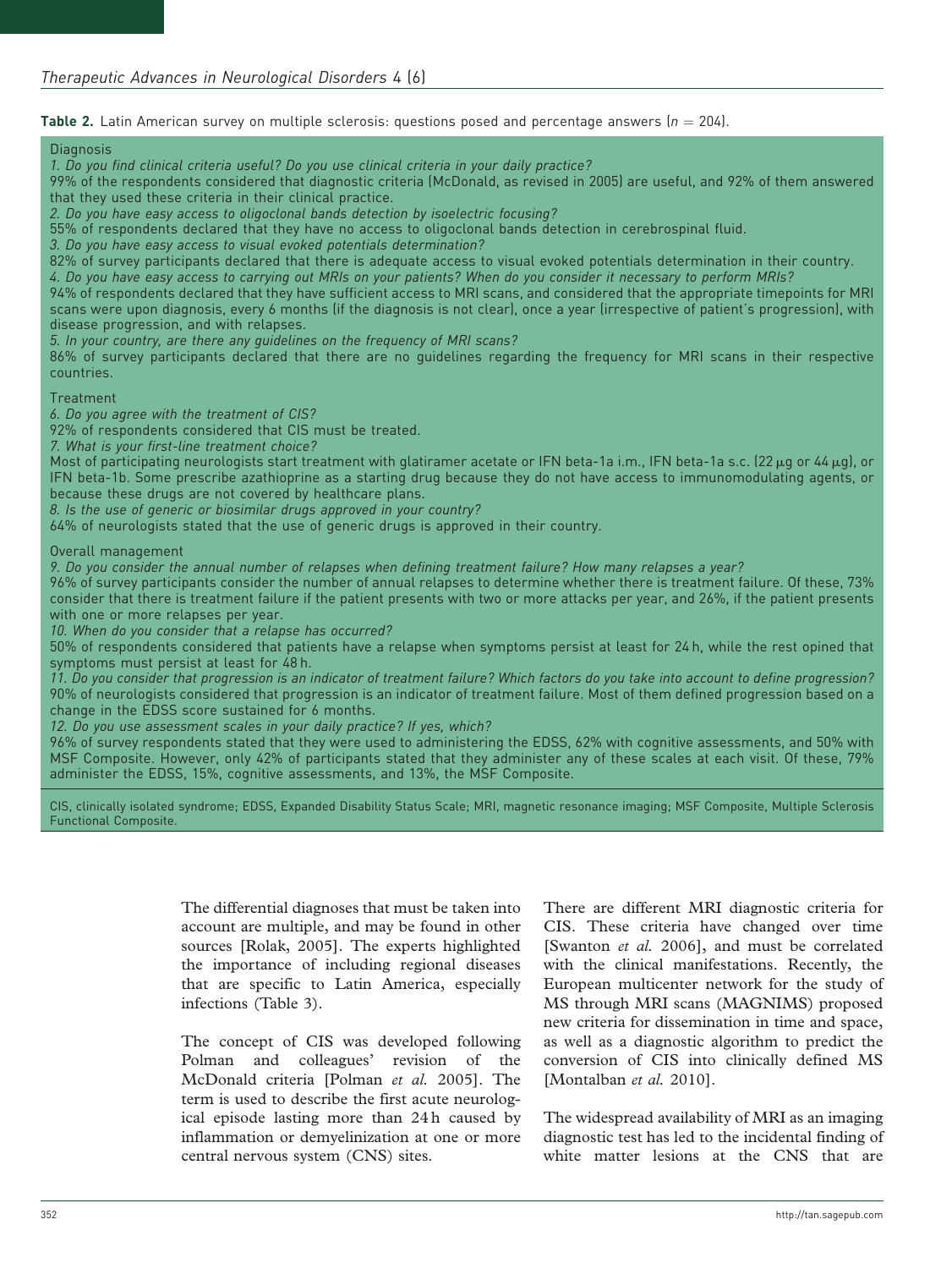**Table 2.** Latin American survey on multiple sclerosis: questions posed and percentage answers ($n = 204$).

Diagnosis

*1. Do you find clinical criteria useful? Do you use clinical criteria in your daily practice?*

99% of the respondents considered that diagnostic criteria (McDonald, as revised in 2005) are useful, and 92% of them answered that they used these criteria in their clinical practice.

*2. Do you have easy access to oligoclonal bands detection by isoelectric focusing?*

55% of respondents declared that they have no access to oligoclonal bands detection in cerebrospinal fluid.

*3. Do you have easy access to visual evoked potentials determination?*

82% of survey participants declared that there is adequate access to visual evoked potentials determination in their country.

*4. Do you have easy access to carrying out MRIs on your patients? When do you consider it necessary to perform MRIs?*

94% of respondents declared that they have sufficient access to MRI scans, and considered that the appropriate timepoints for MRI scans were upon diagnosis, every 6 months (if the diagnosis is not clear), once a year (irrespective of patient's progression), with disease progression, and with relapses.

*5. In your country, are there any guidelines on the frequency of MRI scans?*

86% of survey participants declared that there are no guidelines regarding the frequency for MRI scans in their respective countries.

Treatment

*6. Do you agree with the treatment of CIS?*

92% of respondents considered that CIS must be treated.

*7. What is your first-line treatment choice?*

Most of participating neurologists start treatment with glatiramer acetate or IFN beta-1a i.m., IFN beta-1a s.c. (22 μg or 44 μg), or IFN beta-1b. Some prescribe azathioprine as a starting drug because they do not have access to immunomodulating agents, or because these drugs are not covered by healthcare plans.

*8. Is the use of generic or biosimilar drugs approved in your country?*

64% of neurologists stated that the use of generic drugs is approved in their country.

Overall management

*9. Do you consider the annual number of relapses when defining treatment failure? How many relapses a year?*

96% of survey participants consider the number of annual relapses to determine whether there is treatment failure. Of these, 73% consider that there is treatment failure if the patient presents with two or more attacks per year, and 26%, if the patient presents with one or more relapses per year.

*10. When do you consider that a relapse has occurred?*

50% of respondents considered that patients have a relapse when symptoms persist at least for 24 h, while the rest opined that symptoms must persist at least for 48 h.

*11. Do you consider that progression is an indicator of treatment failure? Which factors do you take into account to define progression?*

90% of neurologists considered that progression is an indicator of treatment failure. Most of them defined progression based on a change in the EDSS score sustained for 6 months.

*12. Do you use assessment scales in your daily practice? If yes, which?*

96% of survey respondents stated that they were used to administering the EDSS, 62% with cognitive assessments, and 50% with MSF Composite. However, only 42% of participants stated that they administer any of these scales at each visit. Of these, 79% administer the EDSS, 15%, cognitive assessments, and 13%, the MSF Composite.

CIS, clinically isolated syndrome; EDSS, Expanded Disability Status Scale; MRI, magnetic resonance imaging; MSF Composite, Multiple Sclerosis Functional Composite.

The differential diagnoses that must be taken into account are multiple, and may be found in other sources [Rolak, 2005]. The experts highlighted the importance of including regional diseases that are specific to Latin America, especially infections (Table 3).

The concept of CIS was developed following Polman and colleagues' revision of the McDonald criteria [Polman *et al.* 2005]. The term is used to describe the first acute neurological episode lasting more than 24 h caused by inflammation or demyelinization at one or more central nervous system (CNS) sites.

There are different MRI diagnostic criteria for CIS. These criteria have changed over time [Swanton *et al.* 2006], and must be correlated with the clinical manifestations. Recently, the European multicenter network for the study of MS through MRI scans (MAGNIMS) proposed new criteria for dissemination in time and space, as well as a diagnostic algorithm to predict the conversion of CIS into clinically defined MS [Montalban *et al.* 2010].

The widespread availability of MRI as an imaging diagnostic test has led to the incidental finding of white matter lesions at the CNS that are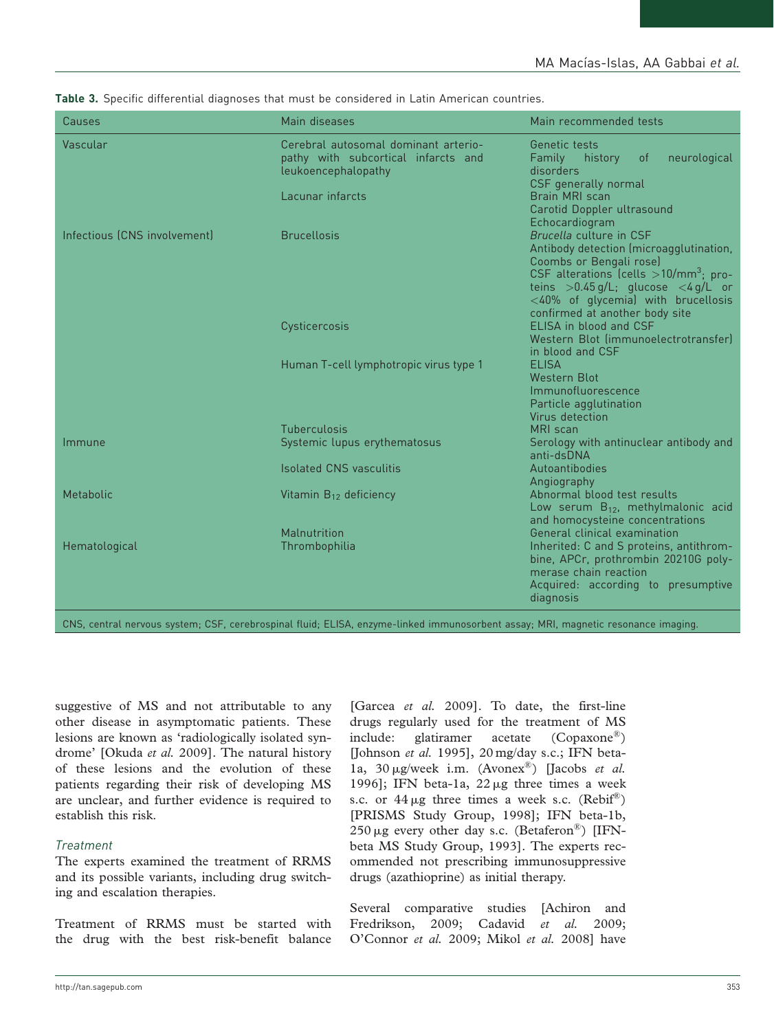**Table 3.** Specific differential diagnoses that must be considered in Latin American countries.

| Causes | Main diseases | Main recommended tests |
|---|---|---|
| Vascular | Cerebral autosomal dominant arteriopathy with subcortical infarcts and leukoencephalopathy | Genetic tests<br>Family history of neurological disorders<br>CSF generally normal |
| | Lacunar infarcts | Brain MRI scan<br>Carotid Doppler ultrasound<br>Echocardiogram |
| Infectious (CNS involvement) | Brucellosis | *Brucella* culture in CSF<br>Antibody detection (microagglutination, Coombs or Bengali rose)<br>CSF alterations (cells $>10/\text{mm}^3$; proteins $>0.45\,\text{g/L}$; glucose $<4\,\text{g/L}$ or $<40\%$ of glycemia) with brucellosis confirmed at another body site |
| | Cysticercosis | ELISA in blood and CSF<br>Western Blot (immunoelectrotransfer) in blood and CSF |
| | Human T-cell lymphotropic virus type 1 | ELISA<br>Western Blot<br>Immunofluorescence<br>Particle agglutination<br>Virus detection |
| | Tuberculosis | MRI scan |
| Immune | Systemic lupus erythematosus | Serology with antinuclear antibody and anti-dsDNA |
| | Isolated CNS vasculitis | Autoantibodies<br>Angiography |
| Metabolic | Vitamin $B_{12}$ deficiency | Abnormal blood test results<br>Low serum $B_{12}$, methylmalonic acid and homocysteine concentrations |
| | Malnutrition | General clinical examination |
| Hematological | Thrombophilia | Inherited: C and S proteins, antithrombine, APCr, prothrombin 20210G polymerase chain reaction<br>Acquired: according to presumptive diagnosis |

CNS, central nervous system; CSF, cerebrospinal fluid; ELISA, enzyme-linked immunosorbent assay; MRI, magnetic resonance imaging.

suggestive of MS and not attributable to any other disease in asymptomatic patients. These lesions are known as 'radiologically isolated syndrome' [Okuda *et al.* 2009]. The natural history of these lesions and the evolution of these patients regarding their risk of developing MS are unclear, and further evidence is required to establish this risk.

### *Treatment*

The experts examined the treatment of RRMS and its possible variants, including drug switching and escalation therapies.

Treatment of RRMS must be started with the drug with the best risk-benefit balance [Garcea *et al.* 2009]. To date, the first-line drugs regularly used for the treatment of MS include: glatiramer acetate (Copaxone®) [Johnson *et al.* 1995], 20 mg/day s.c.; IFN beta-1a, 30 µg/week i.m. (Avonex®) [Jacobs *et al.* 1996]; IFN beta-1a, 22 µg three times a week s.c. or 44 µg three times a week s.c. (Rebif®) [PRISMS Study Group, 1998]; IFN beta-1b, 250 µg every other day s.c. (Betaferon®) [IFN-beta MS Study Group, 1993]. The experts recommended not prescribing immunosuppressive drugs (azathioprine) as initial therapy.

Several comparative studies [Achiron and Fredrikson, 2009; Cadavid *et al.* 2009; O'Connor *et al.* 2009; Mikol *et al.* 2008] have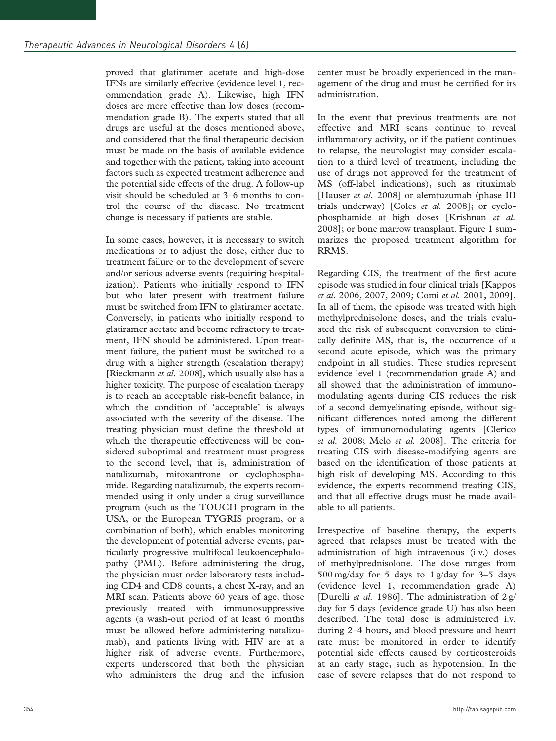proved that glatiramer acetate and high-dose IFNs are similarly effective (evidence level 1, recommendation grade A). Likewise, high IFN doses are more effective than low doses (recommendation grade B). The experts stated that all drugs are useful at the doses mentioned above, and considered that the final therapeutic decision must be made on the basis of available evidence and together with the patient, taking into account factors such as expected treatment adherence and the potential side effects of the drug. A follow-up visit should be scheduled at 3–6 months to control the course of the disease. No treatment change is necessary if patients are stable.

In some cases, however, it is necessary to switch medications or to adjust the dose, either due to treatment failure or to the development of severe and/or serious adverse events (requiring hospitalization). Patients who initially respond to IFN but who later present with treatment failure must be switched from IFN to glatiramer acetate. Conversely, in patients who initially respond to glatiramer acetate and become refractory to treatment, IFN should be administered. Upon treatment failure, the patient must be switched to a drug with a higher strength (escalation therapy) [Rieckmann *et al.* 2008], which usually also has a higher toxicity. The purpose of escalation therapy is to reach an acceptable risk-benefit balance, in which the condition of 'acceptable' is always associated with the severity of the disease. The treating physician must define the threshold at which the therapeutic effectiveness will be considered suboptimal and treatment must progress to the second level, that is, administration of natalizumab, mitoxantrone or cyclophosphamide. Regarding natalizumab, the experts recommended using it only under a drug surveillance program (such as the TOUCH program in the USA, or the European TYGRIS program, or a combination of both), which enables monitoring the development of potential adverse events, particularly progressive multifocal leukoencephalopathy (PML). Before administering the drug, the physician must order laboratory tests including CD4 and CD8 counts, a chest X-ray, and an MRI scan. Patients above 60 years of age, those previously treated with immunosuppressive agents (a wash-out period of at least 6 months must be allowed before administering natalizumab), and patients living with HIV are at a higher risk of adverse events. Furthermore, experts underscored that both the physician who administers the drug and the infusion center must be broadly experienced in the management of the drug and must be certified for its administration.

In the event that previous treatments are not effective and MRI scans continue to reveal inflammatory activity, or if the patient continues to relapse, the neurologist may consider escalation to a third level of treatment, including the use of drugs not approved for the treatment of MS (off-label indications), such as rituximab [Hauser *et al.* 2008] or alemtuzumab (phase III trials underway) [Coles *et al.* 2008]; or cyclophosphamide at high doses [Krishnan *et al.* 2008]; or bone marrow transplant. Figure 1 summarizes the proposed treatment algorithm for RRMS.

Regarding CIS, the treatment of the first acute episode was studied in four clinical trials [Kappos *et al.* 2006, 2007, 2009; Comi *et al.* 2001, 2009]. In all of them, the episode was treated with high methylprednisolone doses, and the trials evaluated the risk of subsequent conversion to clinically definite MS, that is, the occurrence of a second acute episode, which was the primary endpoint in all studies. These studies represent evidence level 1 (recommendation grade A) and all showed that the administration of immunomodulating agents during CIS reduces the risk of a second demyelinating episode, without significant differences noted among the different types of immunomodulating agents [Clerico *et al.* 2008; Melo *et al.* 2008]. The criteria for treating CIS with disease-modifying agents are based on the identification of those patients at high risk of developing MS. According to this evidence, the experts recommend treating CIS, and that all effective drugs must be made available to all patients.

Irrespective of baseline therapy, the experts agreed that relapses must be treated with the administration of high intravenous (i.v.) doses of methylprednisolone. The dose ranges from 500 mg/day for 5 days to 1 g/day for 3–5 days (evidence level 1, recommendation grade A) [Durelli *et al.* 1986]. The administration of 2 g/day for 5 days (evidence grade U) has also been described. The total dose is administered i.v. during 2–4 hours, and blood pressure and heart rate must be monitored in order to identify potential side effects caused by corticosteroids at an early stage, such as hypotension. In the case of severe relapses that do not respond to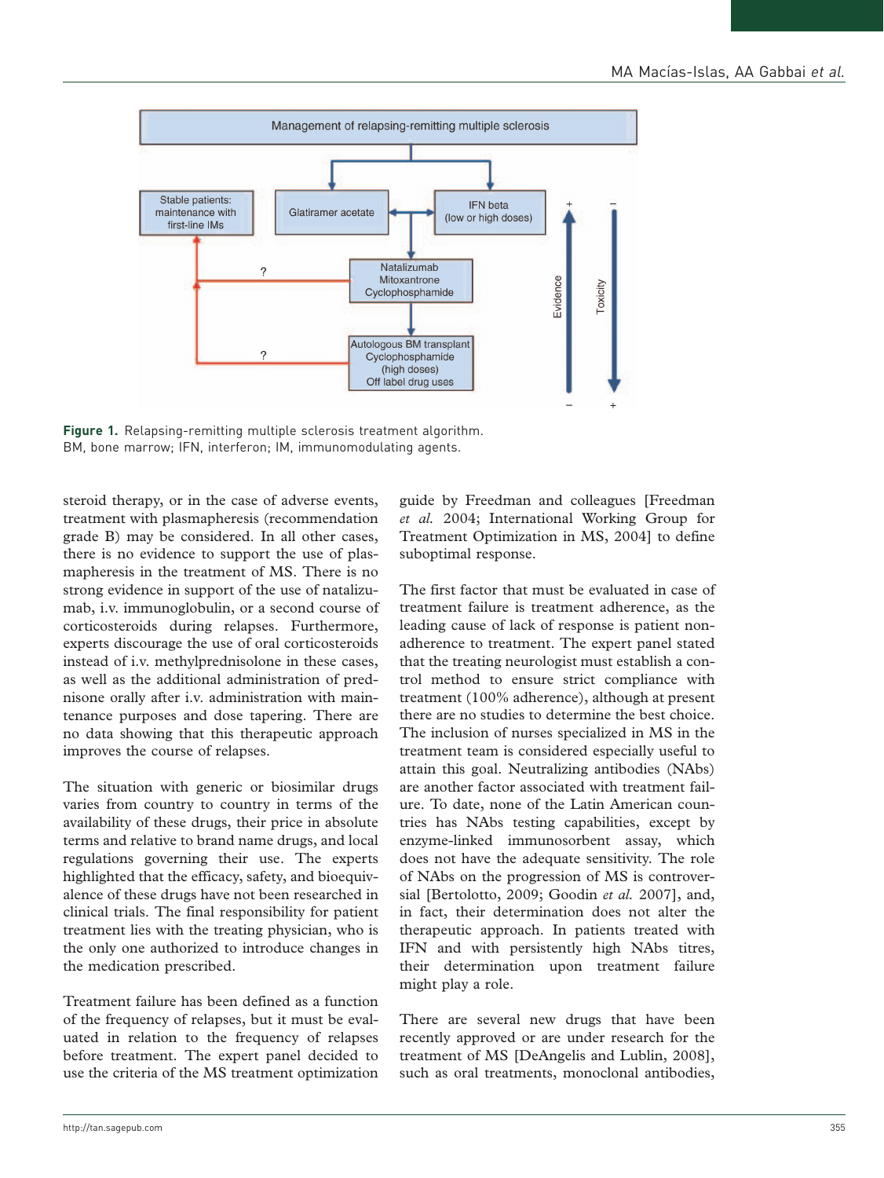Management of relapsing-remitting multiple sclerosis

Stable patients: maintenance with first-line IMs

Glatiramer acetate

IFN beta (low or high doses)

Natalizumab
Mitoxantrone
Cyclophosphamide

Autologous BM transplant
Cyclophosphamide (high doses)
Off label drug uses

?

?

Evidence

Toxicity

\+

–

–

\+

**Figure 1.** Relapsing-remitting multiple sclerosis treatment algorithm. BM, bone marrow; IFN, interferon; IM, immunomodulating agents.

steroid therapy, or in the case of adverse events, treatment with plasmapheresis (recommendation grade B) may be considered. In all other cases, there is no evidence to support the use of plasmapheresis in the treatment of MS. There is no strong evidence in support of the use of natalizumab, i.v. immunoglobulin, or a second course of corticosteroids during relapses. Furthermore, experts discourage the use of oral corticosteroids instead of i.v. methylprednisolone in these cases, as well as the additional administration of prednisone orally after i.v. administration with maintenance purposes and dose tapering. There are no data showing that this therapeutic approach improves the course of relapses.

The situation with generic or biosimilar drugs varies from country to country in terms of the availability of these drugs, their price in absolute terms and relative to brand name drugs, and local regulations governing their use. The experts highlighted that the efficacy, safety, and bioequivalence of these drugs have not been researched in clinical trials. The final responsibility for patient treatment lies with the treating physician, who is the only one authorized to introduce changes in the medication prescribed.

Treatment failure has been defined as a function of the frequency of relapses, but it must be evaluated in relation to the frequency of relapses before treatment. The expert panel decided to use the criteria of the MS treatment optimization guide by Freedman and colleagues [Freedman *et al.* 2004; International Working Group for Treatment Optimization in MS, 2004] to define suboptimal response.

The first factor that must be evaluated in case of treatment failure is treatment adherence, as the leading cause of lack of response is patient non-adherence to treatment. The expert panel stated that the treating neurologist must establish a control method to ensure strict compliance with treatment (100% adherence), although at present there are no studies to determine the best choice. The inclusion of nurses specialized in MS in the treatment team is considered especially useful to attain this goal. Neutralizing antibodies (NAbs) are another factor associated with treatment failure. To date, none of the Latin American countries has NAbs testing capabilities, except by enzyme-linked immunosorbent assay, which does not have the adequate sensitivity. The role of NAbs on the progression of MS is controversial [Bertolotto, 2009; Goodin *et al.* 2007], and, in fact, their determination does not alter the therapeutic approach. In patients treated with IFN and with persistently high NAbs titres, their determination upon treatment failure might play a role.

There are several new drugs that have been recently approved or are under research for the treatment of MS [DeAngelis and Lublin, 2008], such as oral treatments, monoclonal antibodies,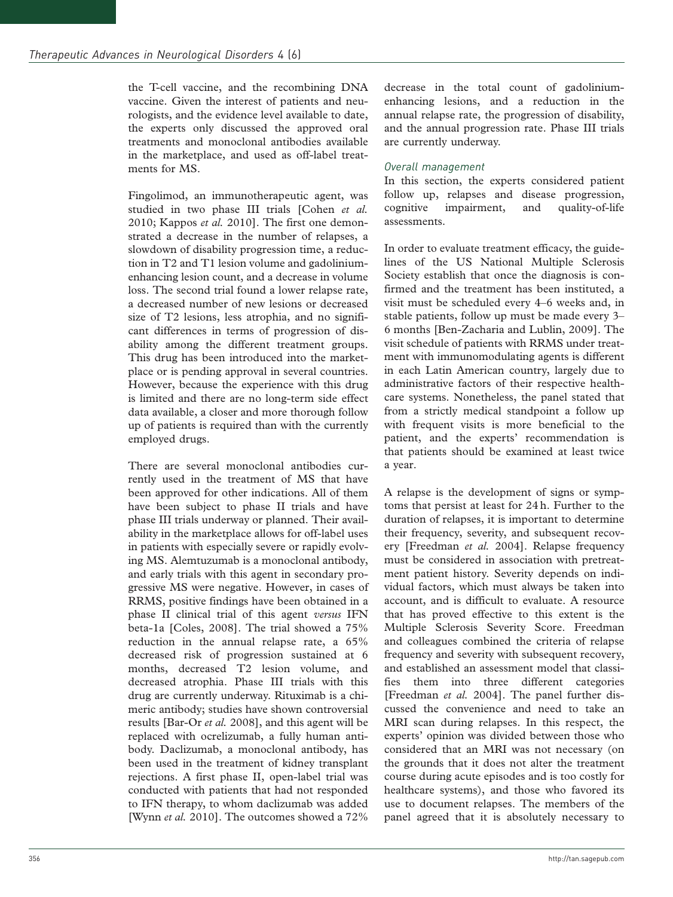the T-cell vaccine, and the recombining DNA vaccine. Given the interest of patients and neurologists, and the evidence level available to date, the experts only discussed the approved oral treatments and monoclonal antibodies available in the marketplace, and used as off-label treatments for MS.

Fingolimod, an immunotherapeutic agent, was studied in two phase III trials [Cohen *et al.* 2010; Kappos *et al.* 2010]. The first one demonstrated a decrease in the number of relapses, a slowdown of disability progression time, a reduction in T2 and T1 lesion volume and gadolinium-enhancing lesion count, and a decrease in volume loss. The second trial found a lower relapse rate, a decreased number of new lesions or decreased size of T2 lesions, less atrophia, and no significant differences in terms of progression of disability among the different treatment groups. This drug has been introduced into the marketplace or is pending approval in several countries. However, because the experience with this drug is limited and there are no long-term side effect data available, a closer and more thorough follow up of patients is required than with the currently employed drugs.

There are several monoclonal antibodies currently used in the treatment of MS that have been approved for other indications. All of them have been subject to phase II trials and have phase III trials underway or planned. Their availability in the marketplace allows for off-label uses in patients with especially severe or rapidly evolving MS. Alemtuzumab is a monoclonal antibody, and early trials with this agent in secondary progressive MS were negative. However, in cases of RRMS, positive findings have been obtained in a phase II clinical trial of this agent *versus* IFN beta-1a [Coles, 2008]. The trial showed a 75% reduction in the annual relapse rate, a 65% decreased risk of progression sustained at 6 months, decreased T2 lesion volume, and decreased atrophia. Phase III trials with this drug are currently underway. Rituximab is a chimeric antibody; studies have shown controversial results [Bar-Or *et al.* 2008], and this agent will be replaced with ocrelizumab, a fully human antibody. Daclizumab, a monoclonal antibody, has been used in the treatment of kidney transplant rejections. A first phase II, open-label trial was conducted with patients that had not responded to IFN therapy, to whom daclizumab was added [Wynn *et al.* 2010]. The outcomes showed a 72% decrease in the total count of gadolinium-enhancing lesions, and a reduction in the annual relapse rate, the progression of disability, and the annual progression rate. Phase III trials are currently underway.

### *Overall management*

In this section, the experts considered patient follow up, relapses and disease progression, cognitive impairment, and quality-of-life assessments.

In order to evaluate treatment efficacy, the guidelines of the US National Multiple Sclerosis Society establish that once the diagnosis is confirmed and the treatment has been instituted, a visit must be scheduled every 4–6 weeks and, in stable patients, follow up must be made every 3–6 months [Ben-Zacharia and Lublin, 2009]. The visit schedule of patients with RRMS under treatment with immunomodulating agents is different in each Latin American country, largely due to administrative factors of their respective healthcare systems. Nonetheless, the panel stated that from a strictly medical standpoint a follow up with frequent visits is more beneficial to the patient, and the experts' recommendation is that patients should be examined at least twice a year.

A relapse is the development of signs or symptoms that persist at least for 24 h. Further to the duration of relapses, it is important to determine their frequency, severity, and subsequent recovery [Freedman *et al.* 2004]. Relapse frequency must be considered in association with pretreatment patient history. Severity depends on individual factors, which must always be taken into account, and is difficult to evaluate. A resource that has proved effective to this extent is the Multiple Sclerosis Severity Score. Freedman and colleagues combined the criteria of relapse frequency and severity with subsequent recovery, and established an assessment model that classifies them into three different categories [Freedman *et al.* 2004]. The panel further discussed the convenience and need to take an MRI scan during relapses. In this respect, the experts' opinion was divided between those who considered that an MRI was not necessary (on the grounds that it does not alter the treatment course during acute episodes and is too costly for healthcare systems), and those who favored its use to document relapses. The members of the panel agreed that it is absolutely necessary to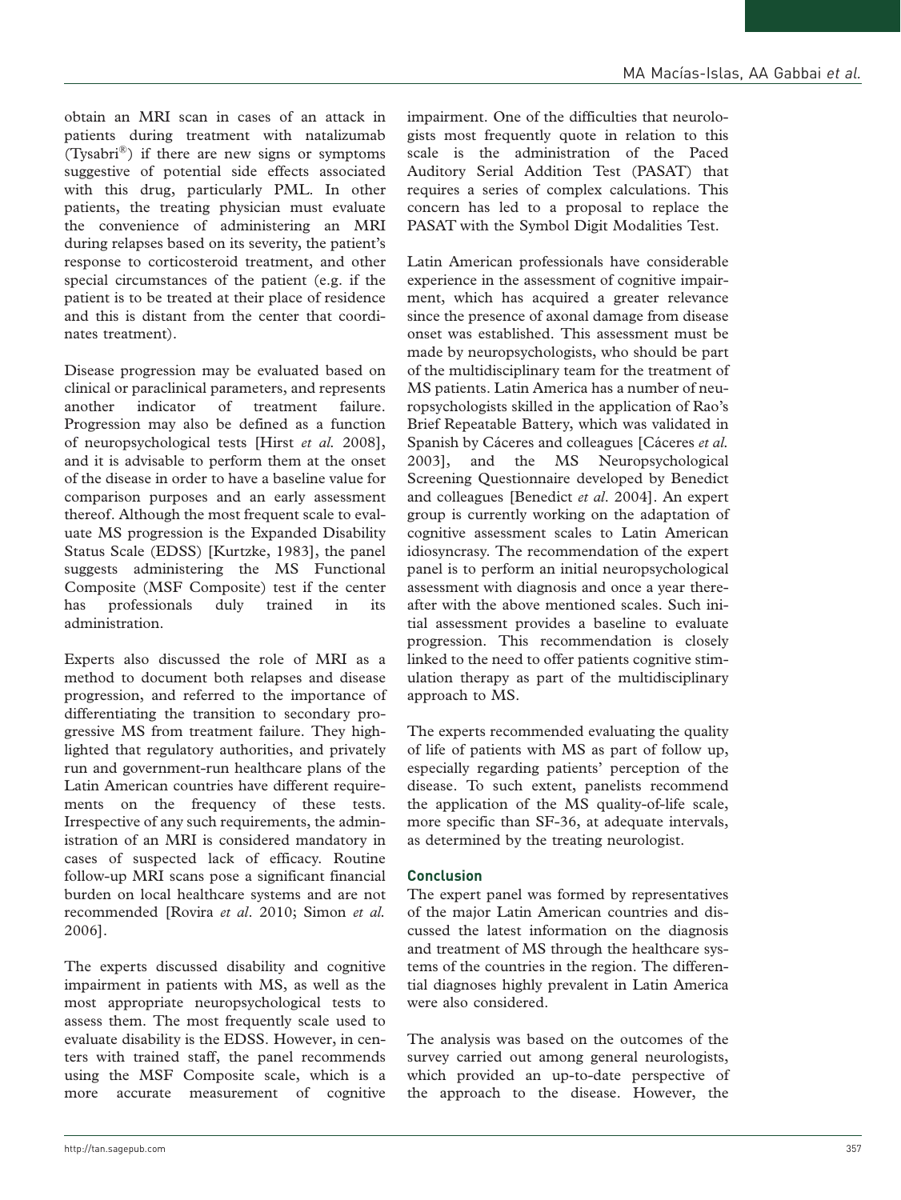obtain an MRI scan in cases of an attack in patients during treatment with natalizumab (Tysabri®) if there are new signs or symptoms suggestive of potential side effects associated with this drug, particularly PML. In other patients, the treating physician must evaluate the convenience of administering an MRI during relapses based on its severity, the patient's response to corticosteroid treatment, and other special circumstances of the patient (e.g. if the patient is to be treated at their place of residence and this is distant from the center that coordinates treatment).

Disease progression may be evaluated based on clinical or paraclinical parameters, and represents another indicator of treatment failure. Progression may also be defined as a function of neuropsychological tests [Hirst *et al.* 2008], and it is advisable to perform them at the onset of the disease in order to have a baseline value for comparison purposes and an early assessment thereof. Although the most frequent scale to evaluate MS progression is the Expanded Disability Status Scale (EDSS) [Kurtzke, 1983], the panel suggests administering the MS Functional Composite (MSF Composite) test if the center has professionals duly trained in its administration.

Experts also discussed the role of MRI as a method to document both relapses and disease progression, and referred to the importance of differentiating the transition to secondary progressive MS from treatment failure. They highlighted that regulatory authorities, and privately run and government-run healthcare plans of the Latin American countries have different requirements on the frequency of these tests. Irrespective of any such requirements, the administration of an MRI is considered mandatory in cases of suspected lack of efficacy. Routine follow-up MRI scans pose a significant financial burden on local healthcare systems and are not recommended [Rovira *et al*. 2010; Simon *et al.* 2006].

The experts discussed disability and cognitive impairment in patients with MS, as well as the most appropriate neuropsychological tests to assess them. The most frequently scale used to evaluate disability is the EDSS. However, in centers with trained staff, the panel recommends using the MSF Composite scale, which is a more accurate measurement of cognitive impairment. One of the difficulties that neurologists most frequently quote in relation to this scale is the administration of the Paced Auditory Serial Addition Test (PASAT) that requires a series of complex calculations. This concern has led to a proposal to replace the PASAT with the Symbol Digit Modalities Test.

Latin American professionals have considerable experience in the assessment of cognitive impairment, which has acquired a greater relevance since the presence of axonal damage from disease onset was established. This assessment must be made by neuropsychologists, who should be part of the multidisciplinary team for the treatment of MS patients. Latin America has a number of neuropsychologists skilled in the application of Rao's Brief Repeatable Battery, which was validated in Spanish by Cáceres and colleagues [Cáceres *et al.* 2003], and the MS Neuropsychological Screening Questionnaire developed by Benedict and colleagues [Benedict *et al*. 2004]. An expert group is currently working on the adaptation of cognitive assessment scales to Latin American idiosyncrasy. The recommendation of the expert panel is to perform an initial neuropsychological assessment with diagnosis and once a year thereafter with the above mentioned scales. Such initial assessment provides a baseline to evaluate progression. This recommendation is closely linked to the need to offer patients cognitive stimulation therapy as part of the multidisciplinary approach to MS.

The experts recommended evaluating the quality of life of patients with MS as part of follow up, especially regarding patients' perception of the disease. To such extent, panelists recommend the application of the MS quality-of-life scale, more specific than SF-36, at adequate intervals, as determined by the treating neurologist.

## Conclusion

The expert panel was formed by representatives of the major Latin American countries and discussed the latest information on the diagnosis and treatment of MS through the healthcare systems of the countries in the region. The differential diagnoses highly prevalent in Latin America were also considered.

The analysis was based on the outcomes of the survey carried out among general neurologists, which provided an up-to-date perspective of the approach to the disease. However, the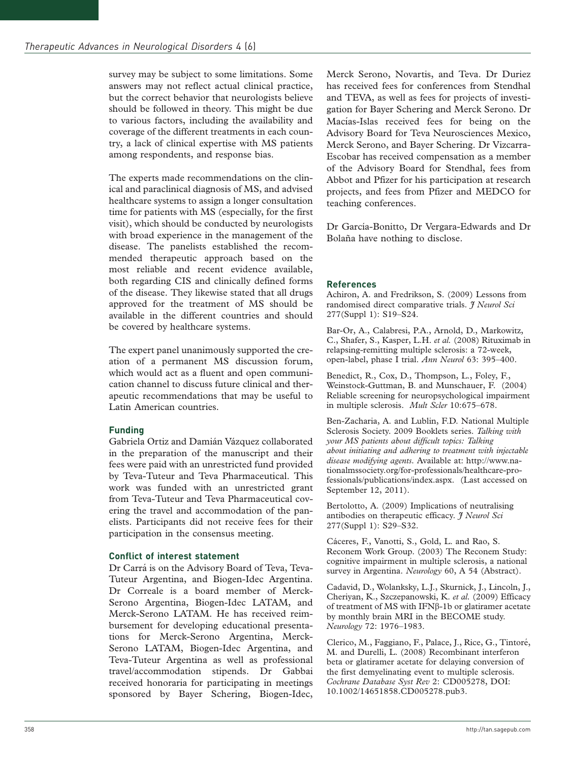survey may be subject to some limitations. Some answers may not reflect actual clinical practice, but the correct behavior that neurologists believe should be followed in theory. This might be due to various factors, including the availability and coverage of the different treatments in each country, a lack of clinical expertise with MS patients among respondents, and response bias.

The experts made recommendations on the clinical and paraclinical diagnosis of MS, and advised healthcare systems to assign a longer consultation time for patients with MS (especially, for the first visit), which should be conducted by neurologists with broad experience in the management of the disease. The panelists established the recommended therapeutic approach based on the most reliable and recent evidence available, both regarding CIS and clinically defined forms of the disease. They likewise stated that all drugs approved for the treatment of MS should be available in the different countries and should be covered by healthcare systems.

The expert panel unanimously supported the creation of a permanent MS discussion forum, which would act as a fluent and open communication channel to discuss future clinical and therapeutic recommendations that may be useful to Latin American countries.

## Funding

Gabriela Ortiz and Damián Vázquez collaborated in the preparation of the manuscript and their fees were paid with an unrestricted fund provided by Teva-Tuteur and Teva Pharmaceutical. This work was funded with an unrestricted grant from Teva-Tuteur and Teva Pharmaceutical covering the travel and accommodation of the panelists. Participants did not receive fees for their participation in the consensus meeting.

## Conflict of interest statement

Dr Carrá is on the Advisory Board of Teva, Teva-Tuteur Argentina, and Biogen-Idec Argentina. Dr Correale is a board member of Merck-Serono Argentina, Biogen-Idec LATAM, and Merck-Serono LATAM. He has received reimbursement for developing educational presentations for Merck-Serono Argentina, Merck-Serono LATAM, Biogen-Idec Argentina, and Teva-Tuteur Argentina as well as professional travel/accommodation stipends. Dr Gabbai received honoraria for participating in meetings sponsored by Bayer Schering, Biogen-Idec, Merck Serono, Novartis, and Teva. Dr Duriez has received fees for conferences from Stendhal and TEVA, as well as fees for projects of investigation for Bayer Schering and Merck Serono. Dr Macías-Islas received fees for being on the Advisory Board for Teva Neurosciences Mexico, Merck Serono, and Bayer Schering. Dr Vizcarra-Escobar has received compensation as a member of the Advisory Board for Stendhal, fees from Abbot and Pfizer for his participation at research projects, and fees from Pfizer and MEDCO for teaching conferences.

Dr García-Bonitto, Dr Vergara-Edwards and Dr Bolaña have nothing to disclose.

## References

Achiron, A. and Fredrikson, S. (2009) Lessons from randomised direct comparative trials. *J Neurol Sci* 277(Suppl 1): S19–S24.

Bar-Or, A., Calabresi, P.A., Arnold, D., Markowitz, C., Shafer, S., Kasper, L.H. *et al.* (2008) Rituximab in relapsing-remitting multiple sclerosis: a 72-week, open-label, phase I trial. *Ann Neurol* 63: 395–400.

Benedict, R., Cox, D., Thompson, L., Foley, F., Weinstock-Guttman, B. and Munschauer, F. (2004) Reliable screening for neuropsychological impairment in multiple sclerosis. *Mult Scler* 10:675–678.

Ben-Zacharia, A. and Lublin, F.D. National Multiple Sclerosis Society. 2009 Booklets series. *Talking with your MS patients about difficult topics: Talking about initiating and adhering to treatment with injectable disease modifying agents*. Available at: http://www.nationalmssociety.org/for-professionals/healthcare-professionals/publications/index.aspx. (Last accessed on September 12, 2011).

Bertolotto, A. (2009) Implications of neutralising antibodies on therapeutic efficacy. *J Neurol Sci* 277(Suppl 1): S29–S32.

Cáceres, F., Vanotti, S., Gold, L. and Rao, S. Reconem Work Group. (2003) The Reconem Study: cognitive impairment in multiple sclerosis, a national survey in Argentina. *Neurology* 60, A 54 (Abstract).

Cadavid, D., Wolanksky, L.J., Skurnick, J., Lincoln, J., Cheriyan, K., Szczepanowski, K. *et al.* (2009) Efficacy of treatment of MS with IFNβ-1b or glatiramer acetate by monthly brain MRI in the BECOME study. *Neurology* 72: 1976–1983.

Clerico, M., Faggiano, F., Palace, J., Rice, G., Tintoré, M. and Durelli, L. (2008) Recombinant interferon beta or glatiramer acetate for delaying conversion of the first demyelinating event to multiple sclerosis. *Cochrane Database Syst Rev* 2: CD005278, DOI: 10.1002/14651858.CD005278.pub3.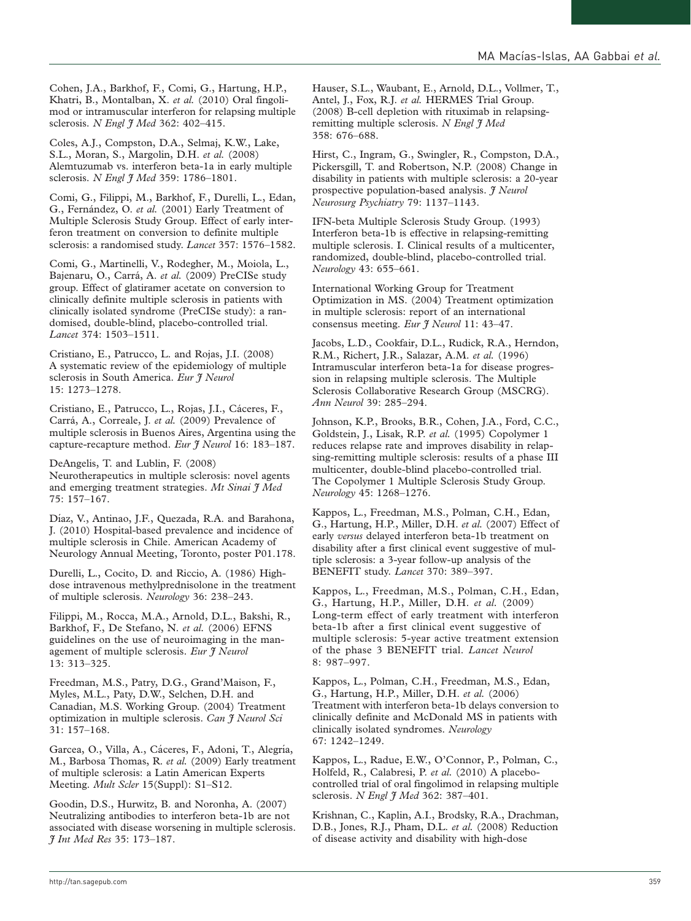Cohen, J.A., Barkhof, F., Comi, G., Hartung, H.P., Khatri, B., Montalban, X. *et al.* (2010) Oral fingolimod or intramuscular interferon for relapsing multiple sclerosis. *N Engl J Med* 362: 402–415.

Coles, A.J., Compston, D.A., Selmaj, K.W., Lake, S.L., Moran, S., Margolin, D.H. *et al.* (2008) Alemtuzumab vs. interferon beta-1a in early multiple sclerosis. *N Engl J Med* 359: 1786–1801.

Comi, G., Filippi, M., Barkhof, F., Durelli, L., Edan, G., Fernández, O. *et al.* (2001) Early Treatment of Multiple Sclerosis Study Group. Effect of early interferon treatment on conversion to definite multiple sclerosis: a randomised study. *Lancet* 357: 1576–1582.

Comi, G., Martinelli, V., Rodegher, M., Moiola, L., Bajenaru, O., Carrá, A. *et al.* (2009) PreCISe study group. Effect of glatiramer acetate on conversion to clinically definite multiple sclerosis in patients with clinically isolated syndrome (PreCISe study): a randomised, double-blind, placebo-controlled trial. *Lancet* 374: 1503–1511.

Cristiano, E., Patrucco, L. and Rojas, J.I. (2008) A systematic review of the epidemiology of multiple sclerosis in South America. *Eur J Neurol* 15: 1273–1278.

Cristiano, E., Patrucco, L., Rojas, J.I., Cáceres, F., Carrá, A., Correale, J. *et al.* (2009) Prevalence of multiple sclerosis in Buenos Aires, Argentina using the capture-recapture method. *Eur J Neurol* 16: 183–187.

DeAngelis, T. and Lublin, F. (2008) Neurotherapeutics in multiple sclerosis: novel agents and emerging treatment strategies. *Mt Sinai J Med* 75: 157–167.

Díaz, V., Antinao, J.F., Quezada, R.A. and Barahona, J. (2010) Hospital-based prevalence and incidence of multiple sclerosis in Chile. American Academy of Neurology Annual Meeting, Toronto, poster P01.178.

Durelli, L., Cocito, D. and Riccio, A. (1986) High-dose intravenous methylprednisolone in the treatment of multiple sclerosis. *Neurology* 36: 238–243.

Filippi, M., Rocca, M.A., Arnold, D.L., Bakshi, R., Barkhof, F., De Stefano, N. *et al.* (2006) EFNS guidelines on the use of neuroimaging in the management of multiple sclerosis. *Eur J Neurol* 13: 313–325.

Freedman, M.S., Patry, D.G., Grand'Maison, F., Myles, M.L., Paty, D.W., Selchen, D.H. and Canadian, M.S. Working Group. (2004) Treatment optimization in multiple sclerosis. *Can J Neurol Sci* 31: 157–168.

Garcea, O., Villa, A., Cáceres, F., Adoni, T., Alegría, M., Barbosa Thomas, R. *et al.* (2009) Early treatment of multiple sclerosis: a Latin American Experts Meeting. *Mult Scler* 15(Suppl): S1–S12.

Goodin, D.S., Hurwitz, B. and Noronha, A. (2007) Neutralizing antibodies to interferon beta-1b are not associated with disease worsening in multiple sclerosis. *J Int Med Res* 35: 173–187.

Hauser, S.L., Waubant, E., Arnold, D.L., Vollmer, T., Antel, J., Fox, R.J. *et al.* HERMES Trial Group. (2008) B-cell depletion with rituximab in relapsing-remitting multiple sclerosis. *N Engl J Med* 358: 676–688.

Hirst, C., Ingram, G., Swingler, R., Compston, D.A., Pickersgill, T. and Robertson, N.P. (2008) Change in disability in patients with multiple sclerosis: a 20-year prospective population-based analysis. *J Neurol Neurosurg Psychiatry* 79: 1137–1143.

IFN-beta Multiple Sclerosis Study Group. (1993) Interferon beta-1b is effective in relapsing-remitting multiple sclerosis. I. Clinical results of a multicenter, randomized, double-blind, placebo-controlled trial. *Neurology* 43: 655–661.

International Working Group for Treatment Optimization in MS. (2004) Treatment optimization in multiple sclerosis: report of an international consensus meeting. *Eur J Neurol* 11: 43–47.

Jacobs, L.D., Cookfair, D.L., Rudick, R.A., Herndon, R.M., Richert, J.R., Salazar, A.M. *et al.* (1996) Intramuscular interferon beta-1a for disease progression in relapsing multiple sclerosis. The Multiple Sclerosis Collaborative Research Group (MSCRG). *Ann Neurol* 39: 285–294.

Johnson, K.P., Brooks, B.R., Cohen, J.A., Ford, C.C., Goldstein, J., Lisak, R.P. *et al.* (1995) Copolymer 1 reduces relapse rate and improves disability in relapsing-remitting multiple sclerosis: results of a phase III multicenter, double-blind placebo-controlled trial. The Copolymer 1 Multiple Sclerosis Study Group. *Neurology* 45: 1268–1276.

Kappos, L., Freedman, M.S., Polman, C.H., Edan, G., Hartung, H.P., Miller, D.H. *et al.* (2007) Effect of early *versus* delayed interferon beta-1b treatment on disability after a first clinical event suggestive of multiple sclerosis: a 3-year follow-up analysis of the BENEFIT study. *Lancet* 370: 389–397.

Kappos, L., Freedman, M.S., Polman, C.H., Edan, G., Hartung, H.P., Miller, D.H. *et al.* (2009) Long-term effect of early treatment with interferon beta-1b after a first clinical event suggestive of multiple sclerosis: 5-year active treatment extension of the phase 3 BENEFIT trial. *Lancet Neurol* 8: 987–997.

Kappos, L., Polman, C.H., Freedman, M.S., Edan, G., Hartung, H.P., Miller, D.H. *et al.* (2006) Treatment with interferon beta-1b delays conversion to clinically definite and McDonald MS in patients with clinically isolated syndromes. *Neurology* 67: 1242–1249.

Kappos, L., Radue, E.W., O'Connor, P., Polman, C., Holfeld, R., Calabresi, P. *et al.* (2010) A placebo-controlled trial of oral fingolimod in relapsing multiple sclerosis. *N Engl J Med* 362: 387–401.

Krishnan, C., Kaplin, A.I., Brodsky, R.A., Drachman, D.B., Jones, R.J., Pham, D.L. *et al.* (2008) Reduction of disease activity and disability with high-dose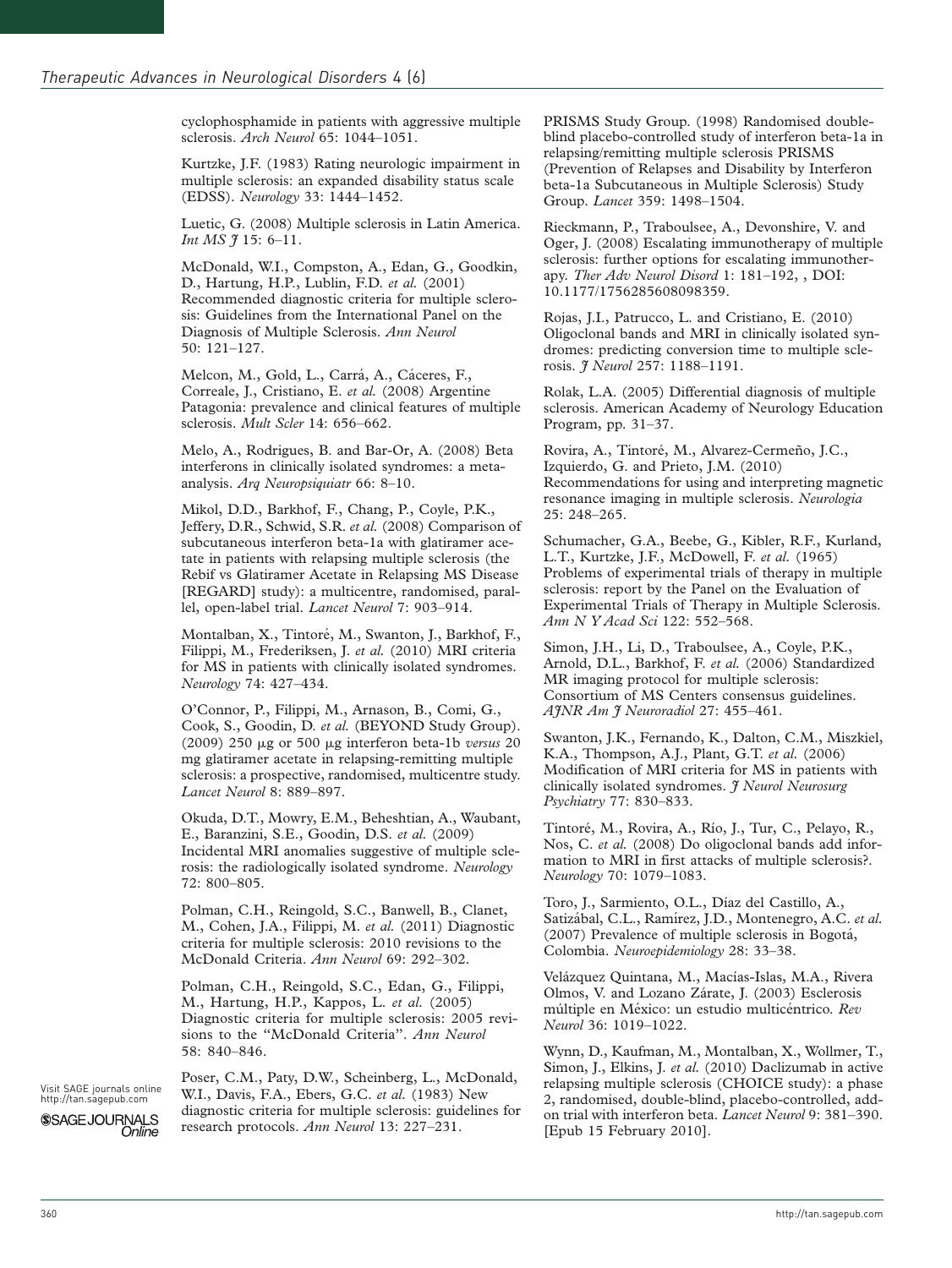cyclophosphamide in patients with aggressive multiple sclerosis. *Arch Neurol* 65: 1044–1051.

Kurtzke, J.F. (1983) Rating neurologic impairment in multiple sclerosis: an expanded disability status scale (EDSS). *Neurology* 33: 1444–1452.

Luetic, G. (2008) Multiple sclerosis in Latin America. *Int MS J* 15: 6–11.

McDonald, W.I., Compston, A., Edan, G., Goodkin, D., Hartung, H.P., Lublin, F.D. *et al.* (2001) Recommended diagnostic criteria for multiple sclerosis: Guidelines from the International Panel on the Diagnosis of Multiple Sclerosis. *Ann Neurol* 50: 121–127.

Melcon, M., Gold, L., Carrá, A., Cáceres, F., Correale, J., Cristiano, E. *et al.* (2008) Argentine Patagonia: prevalence and clinical features of multiple sclerosis. *Mult Scler* 14: 656–662.

Melo, A., Rodrigues, B. and Bar-Or, A. (2008) Beta interferons in clinically isolated syndromes: a meta-analysis. *Arq Neuropsiquiatr* 66: 8–10.

Mikol, D.D., Barkhof, F., Chang, P., Coyle, P.K., Jeffery, D.R., Schwid, S.R. *et al.* (2008) Comparison of subcutaneous interferon beta-1a with glatiramer acetate in patients with relapsing multiple sclerosis (the Rebif vs Glatiramer Acetate in Relapsing MS Disease [REGARD] study): a multicentre, randomised, parallel, open-label trial. *Lancet Neurol* 7: 903–914.

Montalban, X., Tintoré, M., Swanton, J., Barkhof, F., Filippi, M., Frederiksen, J. *et al.* (2010) MRI criteria for MS in patients with clinically isolated syndromes. *Neurology* 74: 427–434.

O'Connor, P., Filippi, M., Arnason, B., Comi, G., Cook, S., Goodin, D. *et al.* (BEYOND Study Group). (2009) 250 μg or 500 μg interferon beta-1b *versus* 20 mg glatiramer acetate in relapsing-remitting multiple sclerosis: a prospective, randomised, multicentre study. *Lancet Neurol* 8: 889–897.

Okuda, D.T., Mowry, E.M., Beheshtian, A., Waubant, E., Baranzini, S.E., Goodin, D.S. *et al.* (2009) Incidental MRI anomalies suggestive of multiple sclerosis: the radiologically isolated syndrome. *Neurology* 72: 800–805.

Polman, C.H., Reingold, S.C., Banwell, B., Clanet, M., Cohen, J.A., Filippi, M. *et al.* (2011) Diagnostic criteria for multiple sclerosis: 2010 revisions to the McDonald Criteria. *Ann Neurol* 69: 292–302.

Polman, C.H., Reingold, S.C., Edan, G., Filippi, M., Hartung, H.P., Kappos, L. *et al.* (2005) Diagnostic criteria for multiple sclerosis: 2005 revisions to the "McDonald Criteria". *Ann Neurol* 58: 840–846.

Poser, C.M., Paty, D.W., Scheinberg, L., McDonald, W.I., Davis, F.A., Ebers, G.C. *et al.* (1983) New diagnostic criteria for multiple sclerosis: guidelines for research protocols. *Ann Neurol* 13: 227–231.

PRISMS Study Group. (1998) Randomised double-blind placebo-controlled study of interferon beta-1a in relapsing/remitting multiple sclerosis PRISMS (Prevention of Relapses and Disability by Interferon beta-1a Subcutaneous in Multiple Sclerosis) Study Group. *Lancet* 359: 1498–1504.

Rieckmann, P., Traboulsee, A., Devonshire, V. and Oger, J. (2008) Escalating immunotherapy of multiple sclerosis: further options for escalating immunotherapy. *Ther Adv Neurol Disord* 1: 181–192, , DOI: 10.1177/1756285608098359.

Rojas, J.I., Patrucco, L. and Cristiano, E. (2010) Oligoclonal bands and MRI in clinically isolated syndromes: predicting conversion time to multiple sclerosis. *J Neurol* 257: 1188–1191.

Rolak, L.A. (2005) Differential diagnosis of multiple sclerosis. American Academy of Neurology Education Program, pp. 31–37.

Rovira, A., Tintoré, M., Alvarez-Cermeño, J.C., Izquierdo, G. and Prieto, J.M. (2010) Recommendations for using and interpreting magnetic resonance imaging in multiple sclerosis. *Neurologia* 25: 248–265.

Schumacher, G.A., Beebe, G., Kibler, R.F., Kurland, L.T., Kurtzke, J.F., McDowell, F. *et al.* (1965) Problems of experimental trials of therapy in multiple sclerosis: report by the Panel on the Evaluation of Experimental Trials of Therapy in Multiple Sclerosis. *Ann N Y Acad Sci* 122: 552–568.

Simon, J.H., Li, D., Traboulsee, A., Coyle, P.K., Arnold, D.L., Barkhof, F. *et al.* (2006) Standardized MR imaging protocol for multiple sclerosis: Consortium of MS Centers consensus guidelines. *AJNR Am J Neuroradiol* 27: 455–461.

Swanton, J.K., Fernando, K., Dalton, C.M., Miszkiel, K.A., Thompson, A.J., Plant, G.T. *et al.* (2006) Modification of MRI criteria for MS in patients with clinically isolated syndromes. *J Neurol Neurosurg Psychiatry* 77: 830–833.

Tintoré, M., Rovira, A., Río, J., Tur, C., Pelayo, R., Nos, C. *et al.* (2008) Do oligoclonal bands add information to MRI in first attacks of multiple sclerosis?. *Neurology* 70: 1079–1083.

Toro, J., Sarmiento, O.L., Díaz del Castillo, A., Satizábal, C.L., Ramírez, J.D., Montenegro, A.C. *et al.* (2007) Prevalence of multiple sclerosis in Bogotá, Colombia. *Neuroepidemiology* 28: 33–38.

Velázquez Quintana, M., Macías-Islas, M.A., Rivera Olmos, V. and Lozano Zárate, J. (2003) Esclerosis múltiple en México: un estudio multicéntrico. *Rev Neurol* 36: 1019–1022.

Wynn, D., Kaufman, M., Montalban, X., Wollmer, T., Simon, J., Elkins, J. *et al.* (2010) Daclizumab in active relapsing multiple sclerosis (CHOICE study): a phase 2, randomised, double-blind, placebo-controlled, add-on trial with interferon beta. *Lancet Neurol* 9: 381–390. [Epub 15 February 2010].